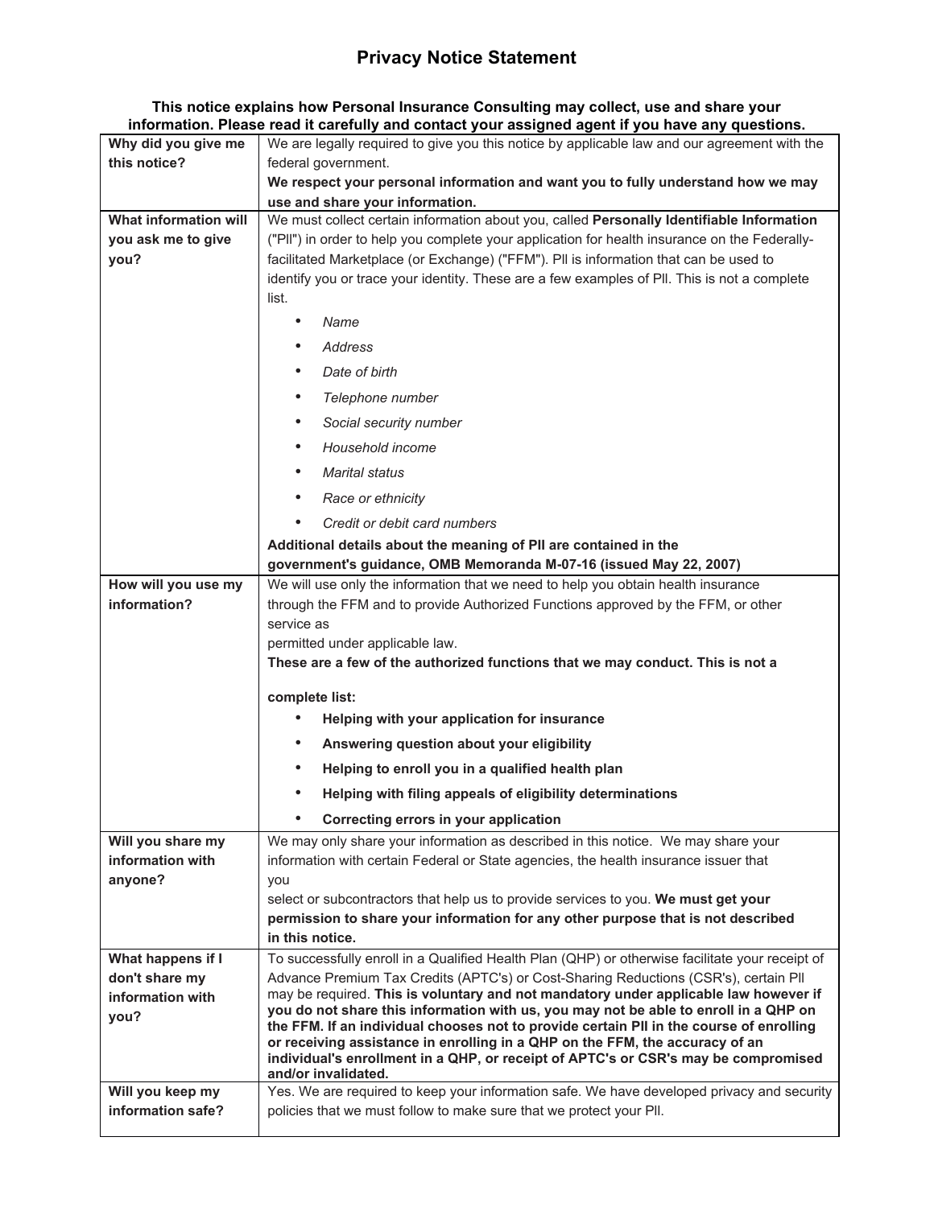# Privacy Notice Statement

**This notice explains how Personal Insurance Consulting may collect, use and share your information. Please read it carefully and contact your assigned agent if you have any questions.**

| | |
|---|---|
| **Why did you give me this notice?** | We are legally required to give you this notice by applicable law and our agreement with the federal government.<br>**We respect your personal information and want you to fully understand how we may use and share your information.** |
| **What information will you ask me to give you?** | We must collect certain information about you, called **Personally Identifiable Information** ("PII") in order to help you complete your application for health insurance on the Federally-facilitated Marketplace (or Exchange) ("FFM"). PII is information that can be used to identify you or trace your identity. These are a few examples of PII. This is not a complete list.<br>• *Name*<br>• *Address*<br>• *Date of birth*<br>• *Telephone number*<br>• *Social security number*<br>• *Household income*<br>• *Marital status*<br>• *Race or ethnicity*<br>• *Credit or debit card numbers*<br>**Additional details about the meaning of PII are contained in the government's guidance, OMB Memoranda M-07-16 (issued May 22, 2007)** |
| **How will you use my information?** | We will use only the information that we need to help you obtain health insurance through the FFM and to provide Authorized Functions approved by the FFM, or other service as permitted under applicable law.<br>**These are a few of the authorized functions that we may conduct. This is not a complete list:**<br>• **Helping with your application for insurance**<br>• **Answering question about your eligibility**<br>• **Helping to enroll you in a qualified health plan**<br>• **Helping with filing appeals of eligibility determinations**<br>• **Correcting errors in your application** |
| **Will you share my information with anyone?** | We may only share your information as described in this notice. We may share your information with certain Federal or State agencies, the health insurance issuer that you select or subcontractors that help us to provide services to you. **We must get your permission to share your information for any other purpose that is not described in this notice.** |
| **What happens if I don't share my information with you?** | To successfully enroll in a Qualified Health Plan (QHP) or otherwise facilitate your receipt of Advance Premium Tax Credits (APTC's) or Cost-Sharing Reductions (CSR's), certain PII may be required. **This is voluntary and not mandatory under applicable law however if you do not share this information with us, you may not be able to enroll in a QHP on the FFM. If an individual chooses not to provide certain PII in the course of enrolling or receiving assistance in enrolling in a QHP on the FFM, the accuracy of an individual's enrollment in a QHP, or receipt of APTC's or CSR's may be compromised and/or invalidated.** |
| **Will you keep my information safe?** | Yes. We are required to keep your information safe. We have developed privacy and security policies that we must follow to make sure that we protect your PII. |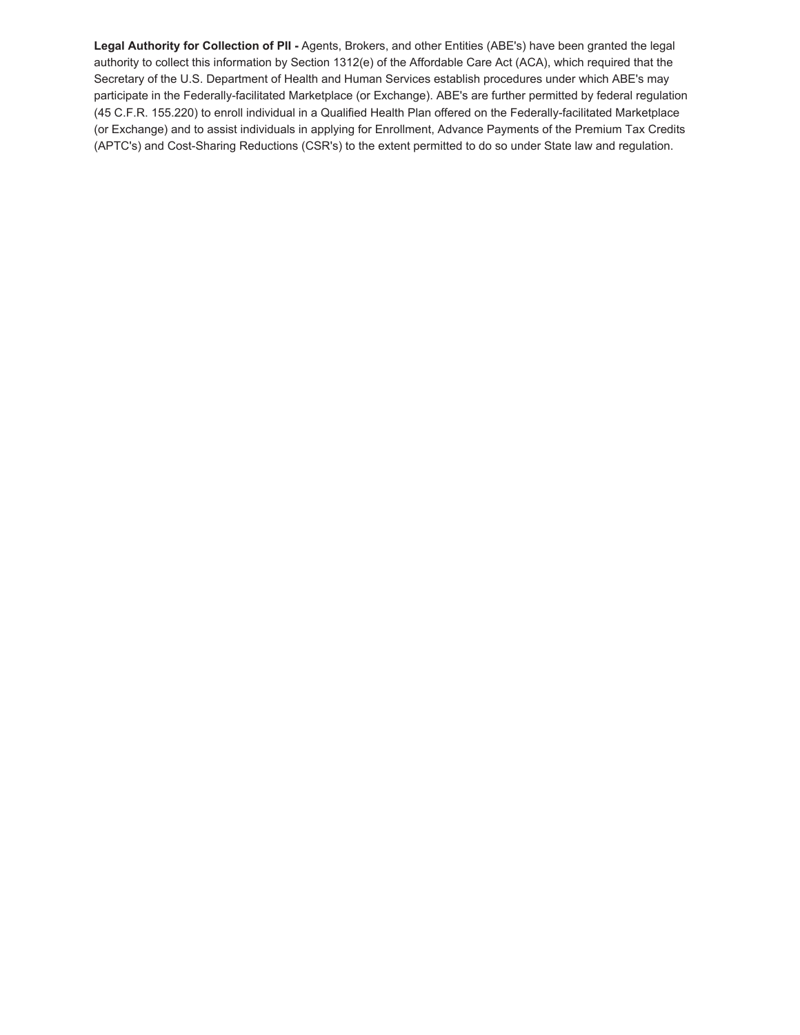**Legal Authority for Collection of PII -** Agents, Brokers, and other Entities (ABE's) have been granted the legal authority to collect this information by Section 1312(e) of the Affordable Care Act (ACA), which required that the Secretary of the U.S. Department of Health and Human Services establish procedures under which ABE's may participate in the Federally-facilitated Marketplace (or Exchange). ABE's are further permitted by federal regulation (45 C.F.R. 155.220) to enroll individual in a Qualified Health Plan offered on the Federally-facilitated Marketplace (or Exchange) and to assist individuals in applying for Enrollment, Advance Payments of the Premium Tax Credits (APTC's) and Cost-Sharing Reductions (CSR's) to the extent permitted to do so under State law and regulation.